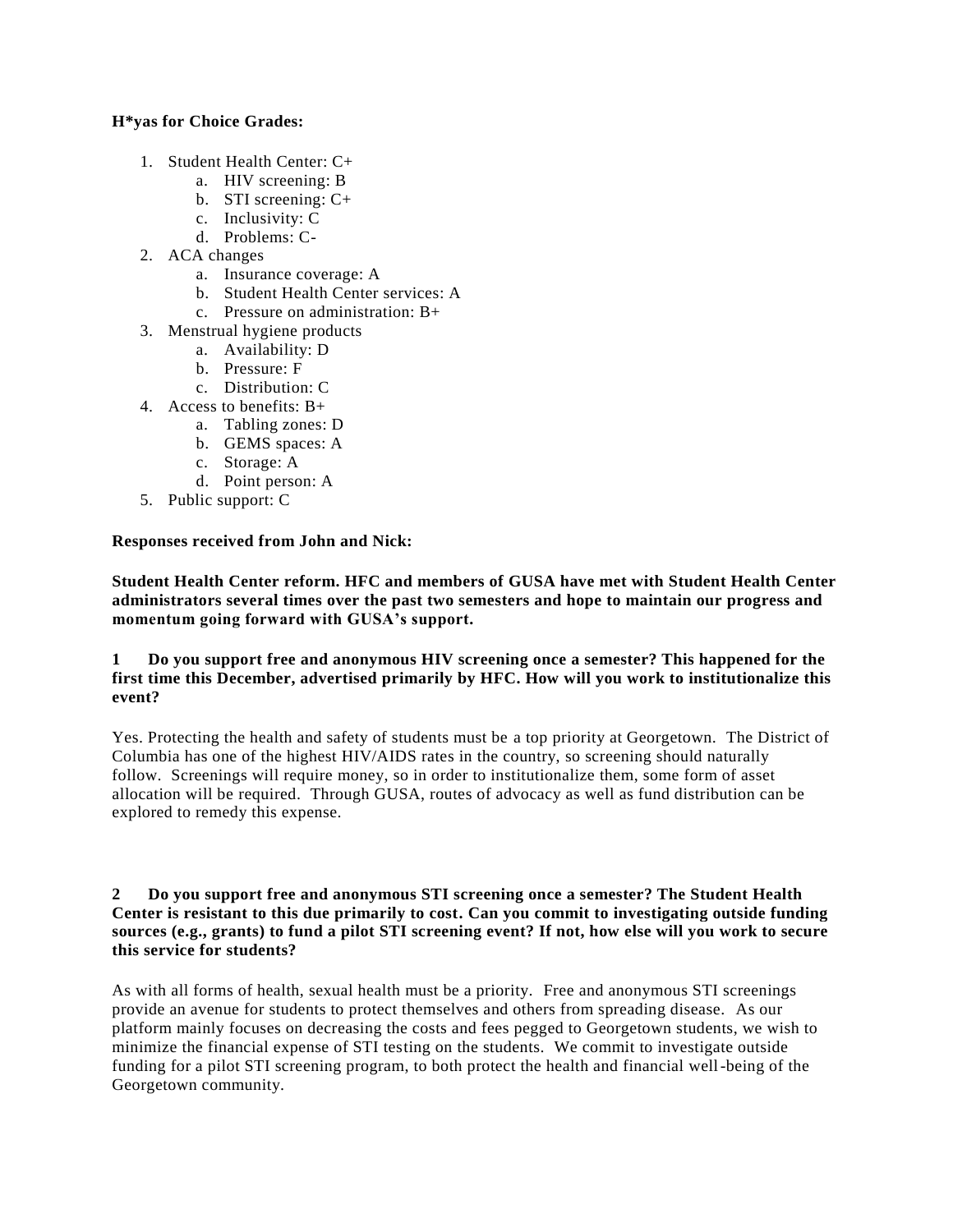**H*yas for Choice Grades:**

1. Student Health Center: C+
   a. HIV screening: B
   b. STI screening: C+
   c. Inclusivity: C
   d. Problems: C-
2. ACA changes
   a. Insurance coverage: A
   b. Student Health Center services: A
   c. Pressure on administration: B+
3. Menstrual hygiene products
   a. Availability: D
   b. Pressure: F
   c. Distribution: C
4. Access to benefits: B+
   a. Tabling zones: D
   b. GEMS spaces: A
   c. Storage: A
   d. Point person: A
5. Public support: C

**Responses received from John and Nick:**

**Student Health Center reform. HFC and members of GUSA have met with Student Health Center administrators several times over the past two semesters and hope to maintain our progress and momentum going forward with GUSA's support.**

**1 Do you support free and anonymous HIV screening once a semester? This happened for the first time this December, advertised primarily by HFC. How will you work to institutionalize this event?**

Yes. Protecting the health and safety of students must be a top priority at Georgetown. The District of Columbia has one of the highest HIV/AIDS rates in the country, so screening should naturally follow. Screenings will require money, so in order to institutionalize them, some form of asset allocation will be required. Through GUSA, routes of advocacy as well as fund distribution can be explored to remedy this expense.

**2 Do you support free and anonymous STI screening once a semester? The Student Health Center is resistant to this due primarily to cost. Can you commit to investigating outside funding sources (e.g., grants) to fund a pilot STI screening event? If not, how else will you work to secure this service for students?**

As with all forms of health, sexual health must be a priority. Free and anonymous STI screenings provide an avenue for students to protect themselves and others from spreading disease. As our platform mainly focuses on decreasing the costs and fees pegged to Georgetown students, we wish to minimize the financial expense of STI testing on the students. We commit to investigate outside funding for a pilot STI screening program, to both protect the health and financial well-being of the Georgetown community.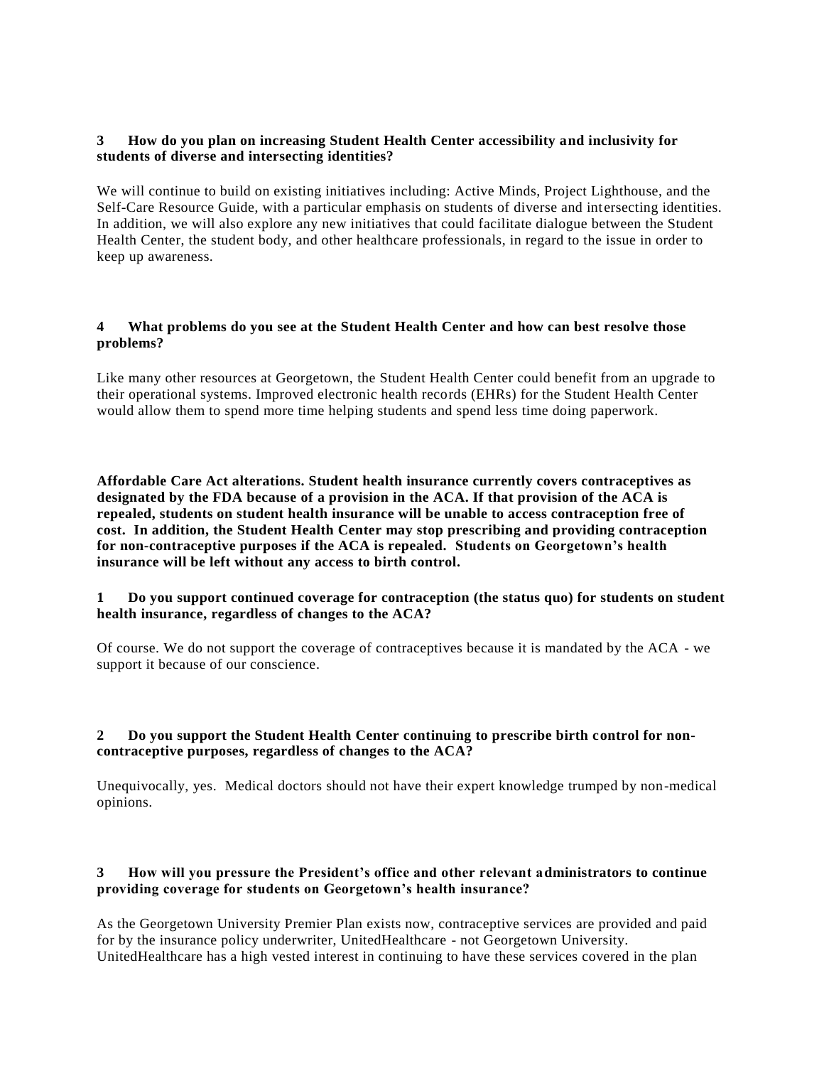**3 How do you plan on increasing Student Health Center accessibility and inclusivity for students of diverse and intersecting identities?**

We will continue to build on existing initiatives including: Active Minds, Project Lighthouse, and the Self-Care Resource Guide, with a particular emphasis on students of diverse and intersecting identities. In addition, we will also explore any new initiatives that could facilitate dialogue between the Student Health Center, the student body, and other healthcare professionals, in regard to the issue in order to keep up awareness.

**4 What problems do you see at the Student Health Center and how can best resolve those problems?**

Like many other resources at Georgetown, the Student Health Center could benefit from an upgrade to their operational systems. Improved electronic health records (EHRs) for the Student Health Center would allow them to spend more time helping students and spend less time doing paperwork.

**Affordable Care Act alterations. Student health insurance currently covers contraceptives as designated by the FDA because of a provision in the ACA. If that provision of the ACA is repealed, students on student health insurance will be unable to access contraception free of cost. In addition, the Student Health Center may stop prescribing and providing contraception for non-contraceptive purposes if the ACA is repealed. Students on Georgetown's health insurance will be left without any access to birth control.**

**1 Do you support continued coverage for contraception (the status quo) for students on student health insurance, regardless of changes to the ACA?**

Of course. We do not support the coverage of contraceptives because it is mandated by the ACA - we support it because of our conscience.

**2 Do you support the Student Health Center continuing to prescribe birth control for non-contraceptive purposes, regardless of changes to the ACA?**

Unequivocally, yes. Medical doctors should not have their expert knowledge trumped by non-medical opinions.

**3 How will you pressure the President's office and other relevant administrators to continue providing coverage for students on Georgetown's health insurance?**

As the Georgetown University Premier Plan exists now, contraceptive services are provided and paid for by the insurance policy underwriter, UnitedHealthcare - not Georgetown University. UnitedHealthcare has a high vested interest in continuing to have these services covered in the plan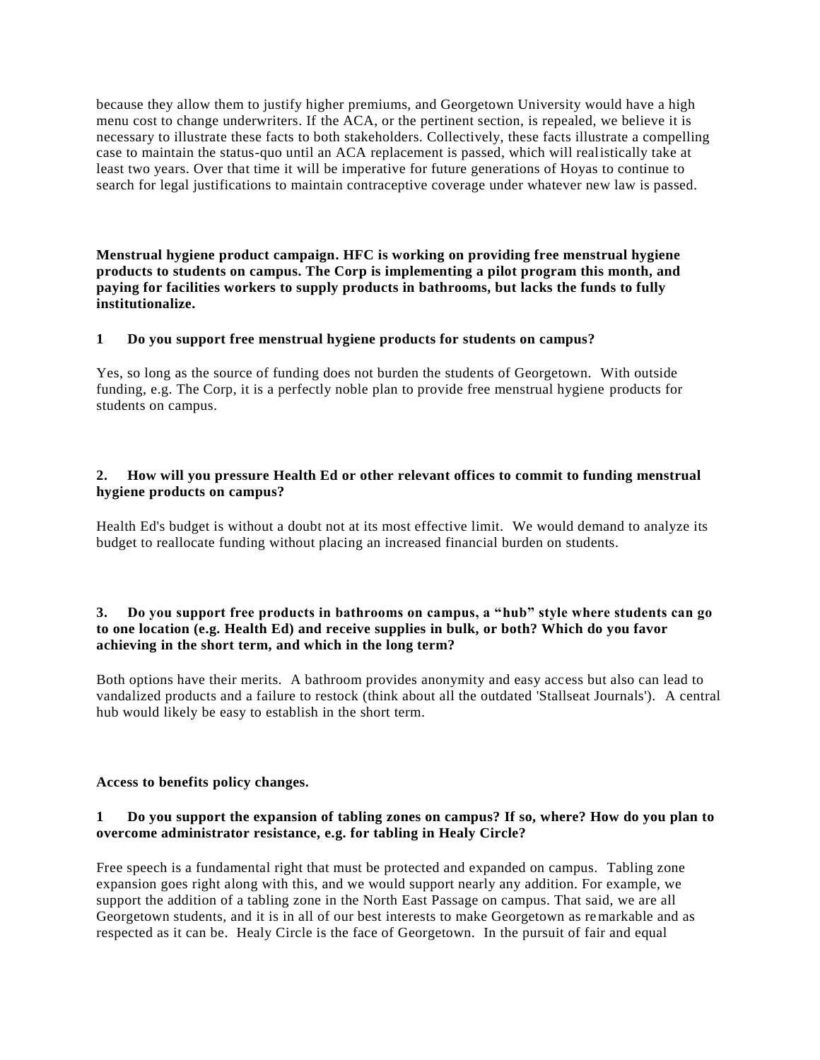because they allow them to justify higher premiums, and Georgetown University would have a high menu cost to change underwriters. If the ACA, or the pertinent section, is repealed, we believe it is necessary to illustrate these facts to both stakeholders. Collectively, these facts illustrate a compelling case to maintain the status-quo until an ACA replacement is passed, which will realistically take at least two years. Over that time it will be imperative for future generations of Hoyas to continue to search for legal justifications to maintain contraceptive coverage under whatever new law is passed.

**Menstrual hygiene product campaign. HFC is working on providing free menstrual hygiene products to students on campus. The Corp is implementing a pilot program this month, and paying for facilities workers to supply products in bathrooms, but lacks the funds to fully institutionalize.**

**1 Do you support free menstrual hygiene products for students on campus?**

Yes, so long as the source of funding does not burden the students of Georgetown. With outside funding, e.g. The Corp, it is a perfectly noble plan to provide free menstrual hygiene products for students on campus.

**2. How will you pressure Health Ed or other relevant offices to commit to funding menstrual hygiene products on campus?**

Health Ed's budget is without a doubt not at its most effective limit. We would demand to analyze its budget to reallocate funding without placing an increased financial burden on students.

**3. Do you support free products in bathrooms on campus, a "hub" style where students can go to one location (e.g. Health Ed) and receive supplies in bulk, or both? Which do you favor achieving in the short term, and which in the long term?**

Both options have their merits. A bathroom provides anonymity and easy access but also can lead to vandalized products and a failure to restock (think about all the outdated 'Stallseat Journals'). A central hub would likely be easy to establish in the short term.

**Access to benefits policy changes.**

**1 Do you support the expansion of tabling zones on campus? If so, where? How do you plan to overcome administrator resistance, e.g. for tabling in Healy Circle?**

Free speech is a fundamental right that must be protected and expanded on campus. Tabling zone expansion goes right along with this, and we would support nearly any addition. For example, we support the addition of a tabling zone in the North East Passage on campus. That said, we are all Georgetown students, and it is in all of our best interests to make Georgetown as remarkable and as respected as it can be. Healy Circle is the face of Georgetown. In the pursuit of fair and equal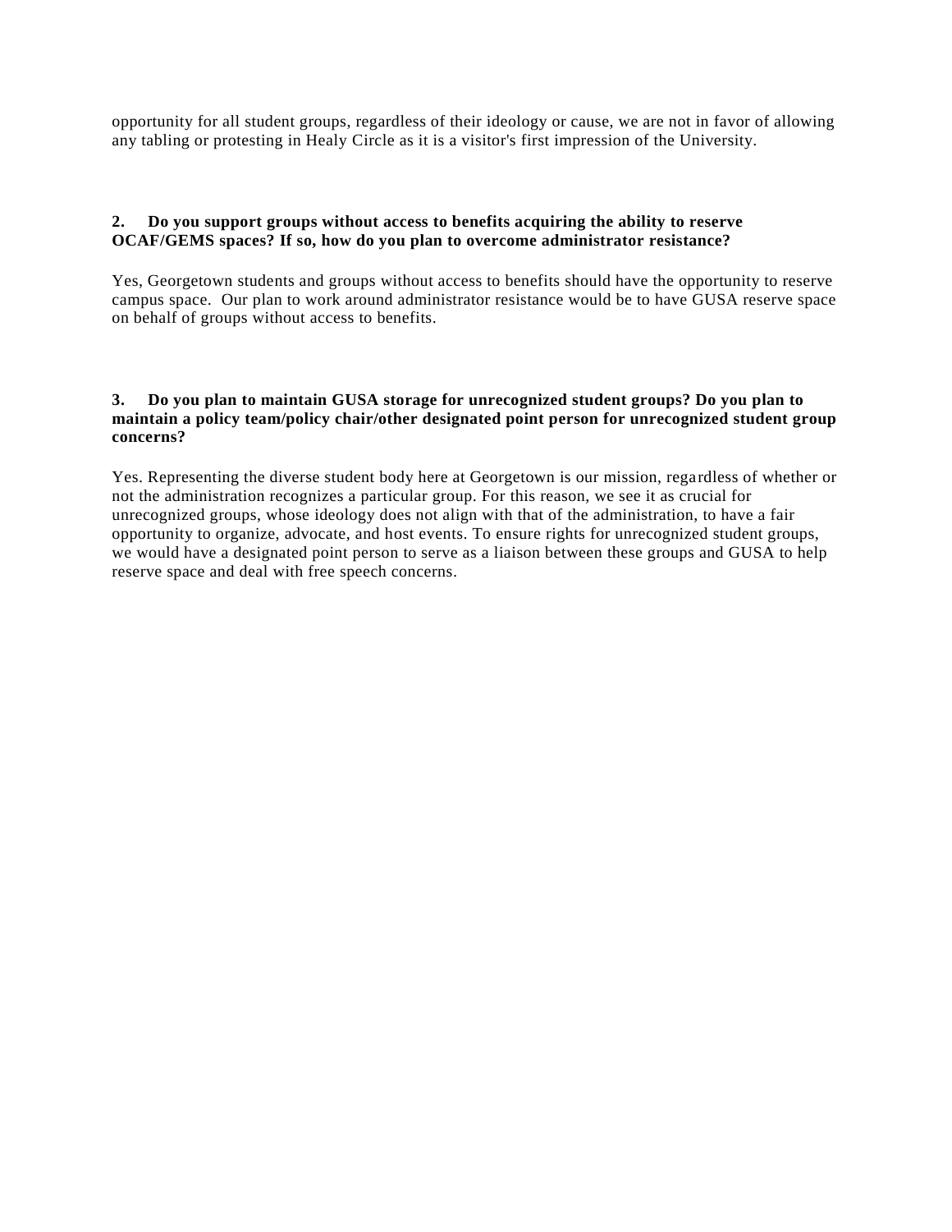opportunity for all student groups, regardless of their ideology or cause, we are not in favor of allowing any tabling or protesting in Healy Circle as it is a visitor's first impression of the University.

**2. Do you support groups without access to benefits acquiring the ability to reserve OCAF/GEMS spaces? If so, how do you plan to overcome administrator resistance?**

Yes, Georgetown students and groups without access to benefits should have the opportunity to reserve campus space. Our plan to work around administrator resistance would be to have GUSA reserve space on behalf of groups without access to benefits.

**3. Do you plan to maintain GUSA storage for unrecognized student groups? Do you plan to maintain a policy team/policy chair/other designated point person for unrecognized student group concerns?**

Yes. Representing the diverse student body here at Georgetown is our mission, regardless of whether or not the administration recognizes a particular group. For this reason, we see it as crucial for unrecognized groups, whose ideology does not align with that of the administration, to have a fair opportunity to organize, advocate, and host events. To ensure rights for unrecognized student groups, we would have a designated point person to serve as a liaison between these groups and GUSA to help reserve space and deal with free speech concerns.